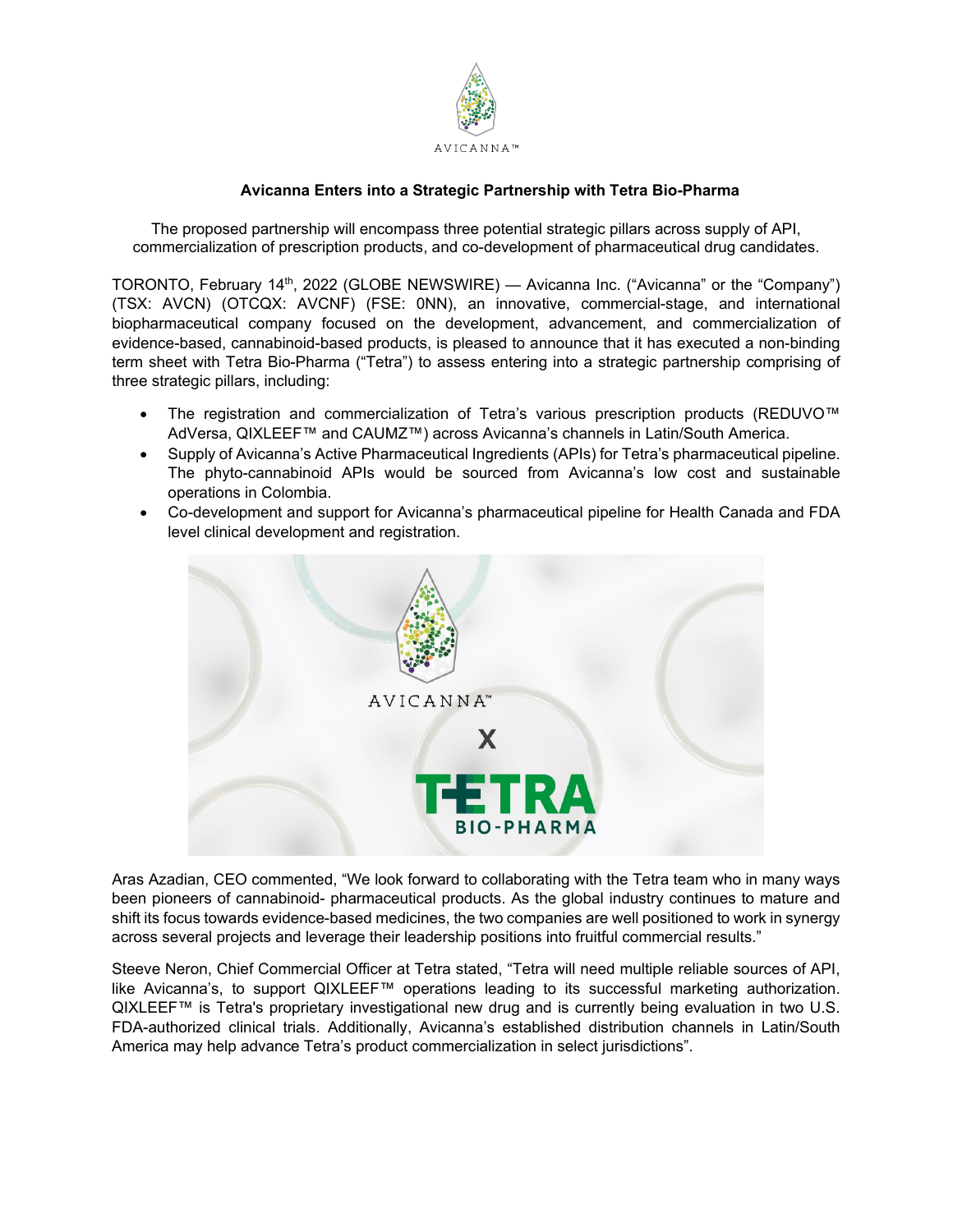# Avicanna Enters into a Strategic Partnership with Tetra Bio-Pharma

The proposed partnership will encompass three potential strategic pillars across supply of API, commercialization of prescription products, and co-development of pharmaceutical drug candidates.

TORONTO, February 14th, 2022 (GLOBE NEWSWIRE) — Avicanna Inc. ("Avicanna" or the "Company") (TSX: AVCN) (OTCQX: AVCNF) (FSE: 0NN), an innovative, commercial-stage, and international biopharmaceutical company focused on the development, advancement, and commercialization of evidence-based, cannabinoid-based products, is pleased to announce that it has executed a non-binding term sheet with Tetra Bio-Pharma ("Tetra") to assess entering into a strategic partnership comprising of three strategic pillars, including:

- The registration and commercialization of Tetra's various prescription products (REDUVO™ AdVersa, QIXLEEF™ and CAUMZ™) across Avicanna's channels in Latin/South America.
- Supply of Avicanna's Active Pharmaceutical Ingredients (APIs) for Tetra's pharmaceutical pipeline. The phyto-cannabinoid APIs would be sourced from Avicanna's low cost and sustainable operations in Colombia.
- Co-development and support for Avicanna's pharmaceutical pipeline for Health Canada and FDA level clinical development and registration.

Aras Azadian, CEO commented, "We look forward to collaborating with the Tetra team who in many ways been pioneers of cannabinoid- pharmaceutical products. As the global industry continues to mature and shift its focus towards evidence-based medicines, the two companies are well positioned to work in synergy across several projects and leverage their leadership positions into fruitful commercial results."

Steeve Neron, Chief Commercial Officer at Tetra stated, "Tetra will need multiple reliable sources of API, like Avicanna's, to support QIXLEEF™ operations leading to its successful marketing authorization. QIXLEEF™ is Tetra's proprietary investigational new drug and is currently being evaluation in two U.S. FDA-authorized clinical trials. Additionally, Avicanna's established distribution channels in Latin/South America may help advance Tetra's product commercialization in select jurisdictions".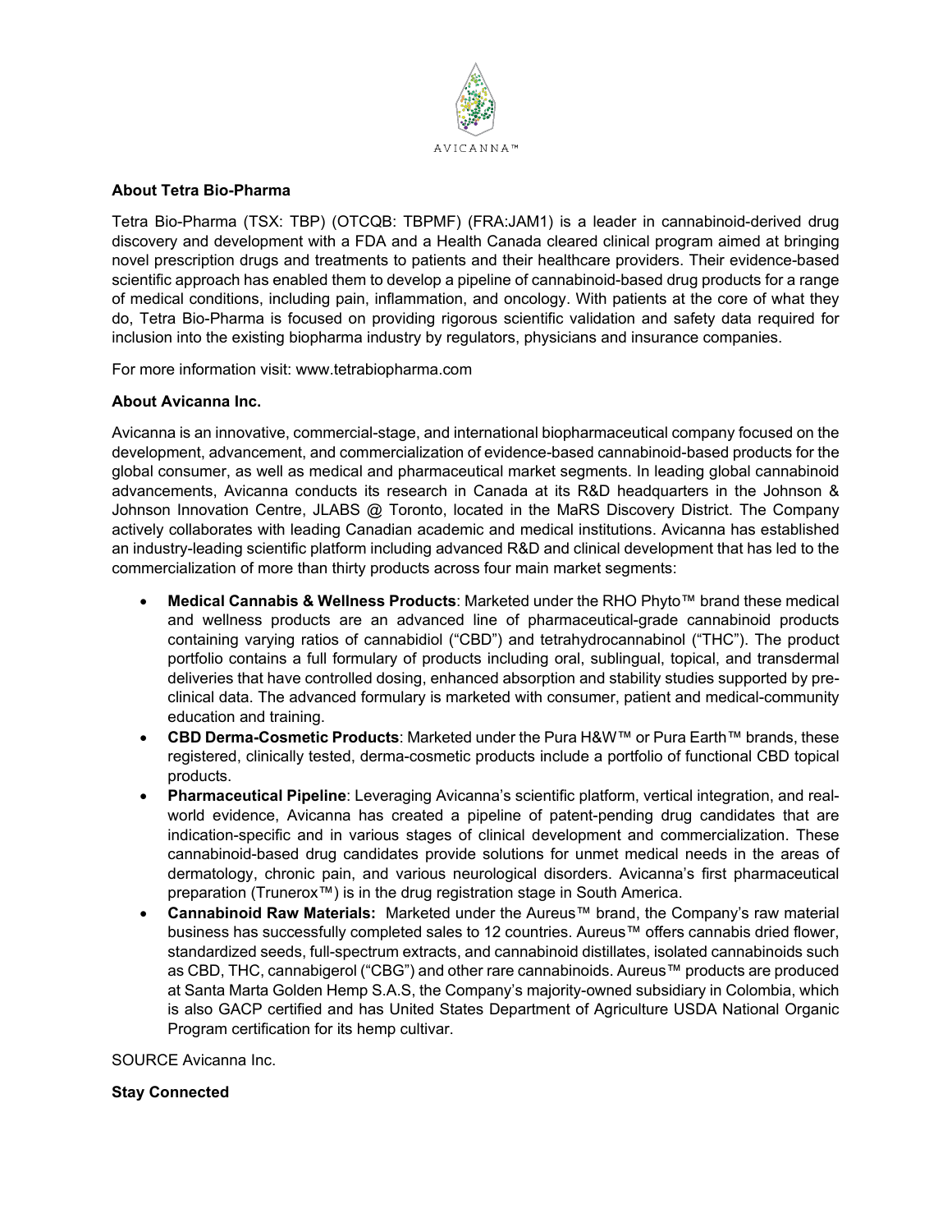**About Tetra Bio-Pharma**

Tetra Bio-Pharma (TSX: TBP) (OTCQB: TBPMF) (FRA:JAM1) is a leader in cannabinoid-derived drug discovery and development with a FDA and a Health Canada cleared clinical program aimed at bringing novel prescription drugs and treatments to patients and their healthcare providers. Their evidence-based scientific approach has enabled them to develop a pipeline of cannabinoid-based drug products for a range of medical conditions, including pain, inflammation, and oncology. With patients at the core of what they do, Tetra Bio-Pharma is focused on providing rigorous scientific validation and safety data required for inclusion into the existing biopharma industry by regulators, physicians and insurance companies.

For more information visit: www.tetrabiopharma.com

**About Avicanna Inc.**

Avicanna is an innovative, commercial-stage, and international biopharmaceutical company focused on the development, advancement, and commercialization of evidence-based cannabinoid-based products for the global consumer, as well as medical and pharmaceutical market segments. In leading global cannabinoid advancements, Avicanna conducts its research in Canada at its R&D headquarters in the Johnson & Johnson Innovation Centre, JLABS @ Toronto, located in the MaRS Discovery District. The Company actively collaborates with leading Canadian academic and medical institutions. Avicanna has established an industry-leading scientific platform including advanced R&D and clinical development that has led to the commercialization of more than thirty products across four main market segments:

- **Medical Cannabis & Wellness Products**: Marketed under the RHO Phyto™ brand these medical and wellness products are an advanced line of pharmaceutical-grade cannabinoid products containing varying ratios of cannabidiol ("CBD") and tetrahydrocannabinol ("THC"). The product portfolio contains a full formulary of products including oral, sublingual, topical, and transdermal deliveries that have controlled dosing, enhanced absorption and stability studies supported by pre-clinical data. The advanced formulary is marketed with consumer, patient and medical-community education and training.
- **CBD Derma-Cosmetic Products**: Marketed under the Pura H&W™ or Pura Earth™ brands, these registered, clinically tested, derma-cosmetic products include a portfolio of functional CBD topical products.
- **Pharmaceutical Pipeline**: Leveraging Avicanna's scientific platform, vertical integration, and real-world evidence, Avicanna has created a pipeline of patent-pending drug candidates that are indication-specific and in various stages of clinical development and commercialization. These cannabinoid-based drug candidates provide solutions for unmet medical needs in the areas of dermatology, chronic pain, and various neurological disorders. Avicanna's first pharmaceutical preparation (Trunerox™) is in the drug registration stage in South America.
- **Cannabinoid Raw Materials:** Marketed under the Aureus™ brand, the Company's raw material business has successfully completed sales to 12 countries. Aureus™ offers cannabis dried flower, standardized seeds, full-spectrum extracts, and cannabinoid distillates, isolated cannabinoids such as CBD, THC, cannabigerol ("CBG") and other rare cannabinoids. Aureus™ products are produced at Santa Marta Golden Hemp S.A.S, the Company's majority-owned subsidiary in Colombia, which is also GACP certified and has United States Department of Agriculture USDA National Organic Program certification for its hemp cultivar.

SOURCE Avicanna Inc.

**Stay Connected**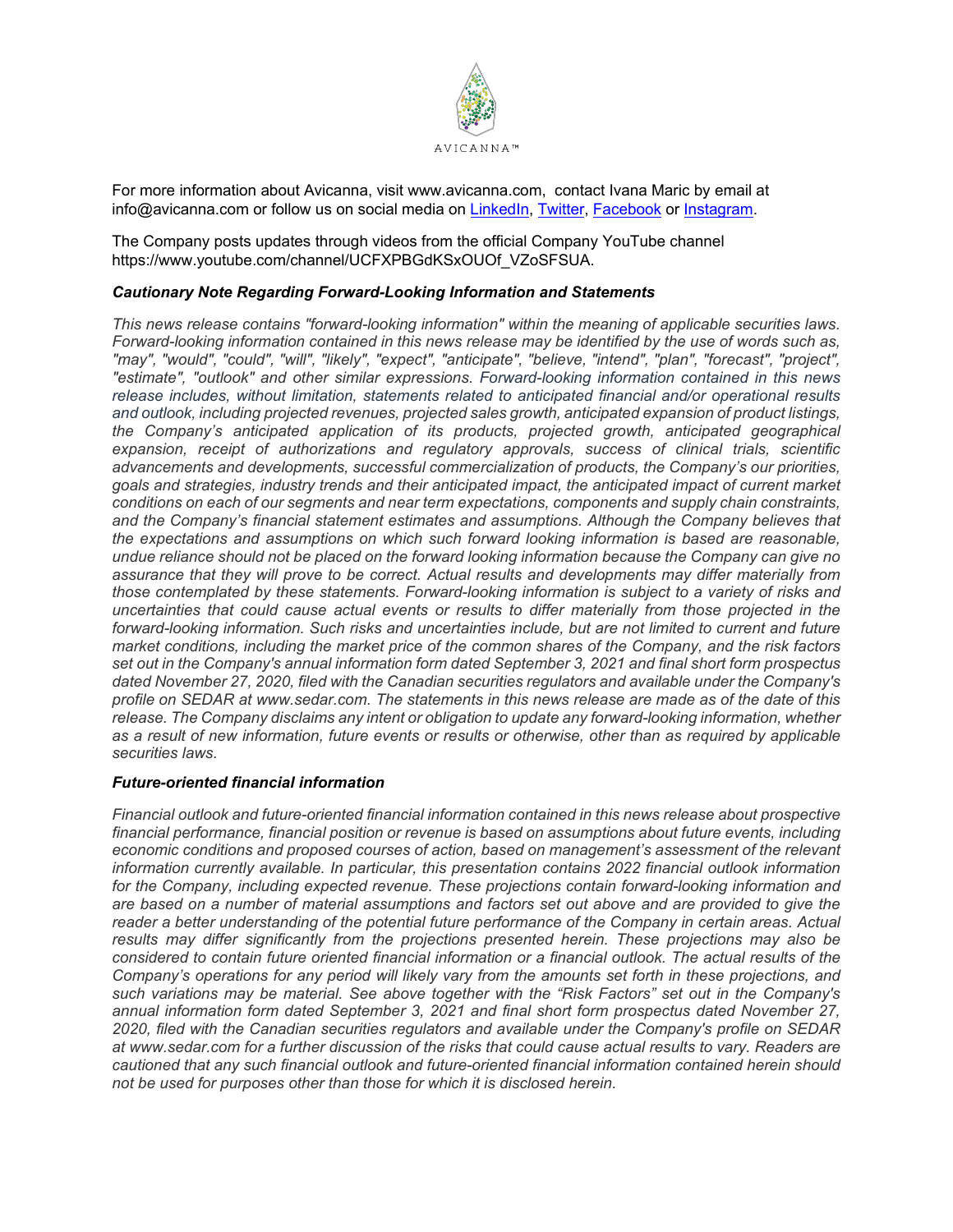AVICANNA™

For more information about Avicanna, visit www.avicanna.com, contact Ivana Maric by email at info@avicanna.com or follow us on social media on LinkedIn, Twitter, Facebook or Instagram.

The Company posts updates through videos from the official Company YouTube channel https://www.youtube.com/channel/UCFXPBGdKSxOUOf_VZoSFSUA.

### *Cautionary Note Regarding Forward-Looking Information and Statements*

*This news release contains "forward-looking information" within the meaning of applicable securities laws. Forward-looking information contained in this news release may be identified by the use of words such as, "may", "would", "could", "will", "likely", "expect", "anticipate", "believe, "intend", "plan", "forecast", "project", "estimate", "outlook" and other similar expressions. Forward-looking information contained in this news release includes, without limitation, statements related to anticipated financial and/or operational results and outlook, including projected revenues, projected sales growth, anticipated expansion of product listings, the Company's anticipated application of its products, projected growth, anticipated geographical expansion, receipt of authorizations and regulatory approvals, success of clinical trials, scientific advancements and developments, successful commercialization of products, the Company's our priorities, goals and strategies, industry trends and their anticipated impact, the anticipated impact of current market conditions on each of our segments and near term expectations, components and supply chain constraints, and the Company's financial statement estimates and assumptions. Although the Company believes that the expectations and assumptions on which such forward looking information is based are reasonable, undue reliance should not be placed on the forward looking information because the Company can give no assurance that they will prove to be correct. Actual results and developments may differ materially from those contemplated by these statements. Forward-looking information is subject to a variety of risks and uncertainties that could cause actual events or results to differ materially from those projected in the forward-looking information. Such risks and uncertainties include, but are not limited to current and future market conditions, including the market price of the common shares of the Company, and the risk factors set out in the Company's annual information form dated September 3, 2021 and final short form prospectus dated November 27, 2020, filed with the Canadian securities regulators and available under the Company's profile on SEDAR at www.sedar.com. The statements in this news release are made as of the date of this release. The Company disclaims any intent or obligation to update any forward-looking information, whether as a result of new information, future events or results or otherwise, other than as required by applicable securities laws.*

### *Future-oriented financial information*

*Financial outlook and future-oriented financial information contained in this news release about prospective financial performance, financial position or revenue is based on assumptions about future events, including economic conditions and proposed courses of action, based on management's assessment of the relevant information currently available. In particular, this presentation contains 2022 financial outlook information for the Company, including expected revenue. These projections contain forward-looking information and are based on a number of material assumptions and factors set out above and are provided to give the reader a better understanding of the potential future performance of the Company in certain areas. Actual results may differ significantly from the projections presented herein. These projections may also be considered to contain future oriented financial information or a financial outlook. The actual results of the Company's operations for any period will likely vary from the amounts set forth in these projections, and such variations may be material. See above together with the "Risk Factors" set out in the Company's annual information form dated September 3, 2021 and final short form prospectus dated November 27, 2020, filed with the Canadian securities regulators and available under the Company's profile on SEDAR at www.sedar.com for a further discussion of the risks that could cause actual results to vary. Readers are cautioned that any such financial outlook and future-oriented financial information contained herein should not be used for purposes other than those for which it is disclosed herein.*